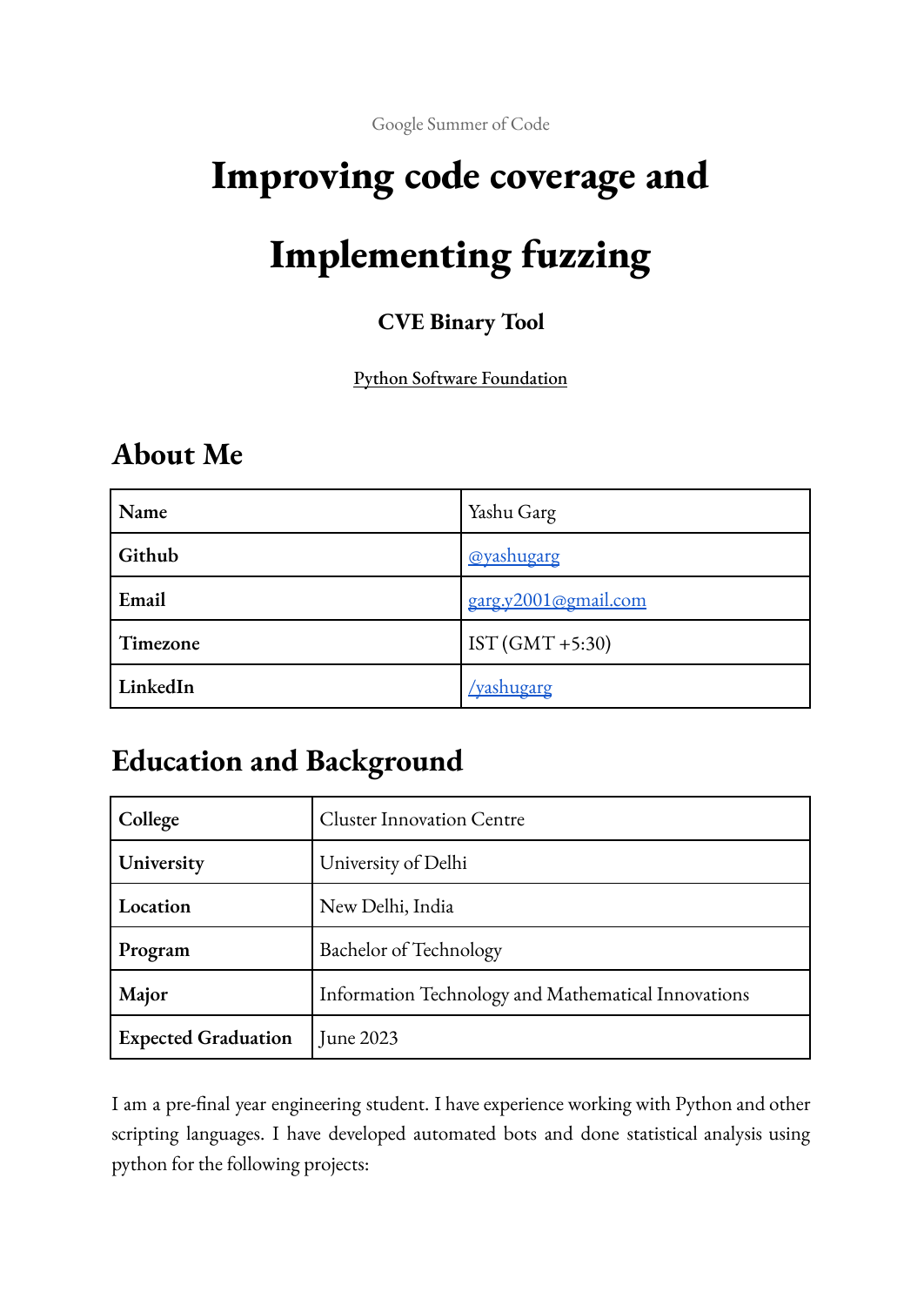Google Summer of Code

# Improving code coverage and Implementing fuzzing

### CVE Binary Tool

Python Software Foundation

## About Me

| | |
|---|---|
| **Name** | Yashu Garg |
| **Github** | @yashugarg |
| **Email** | garg.y2001@gmail.com |
| **Timezone** | IST (GMT +5:30) |
| **LinkedIn** | /yashugarg |

## Education and Background

| | |
|---|---|
| **College** | Cluster Innovation Centre |
| **University** | University of Delhi |
| **Location** | New Delhi, India |
| **Program** | Bachelor of Technology |
| **Major** | Information Technology and Mathematical Innovations |
| **Expected Graduation** | June 2023 |

I am a pre-final year engineering student. I have experience working with Python and other scripting languages. I have developed automated bots and done statistical analysis using python for the following projects: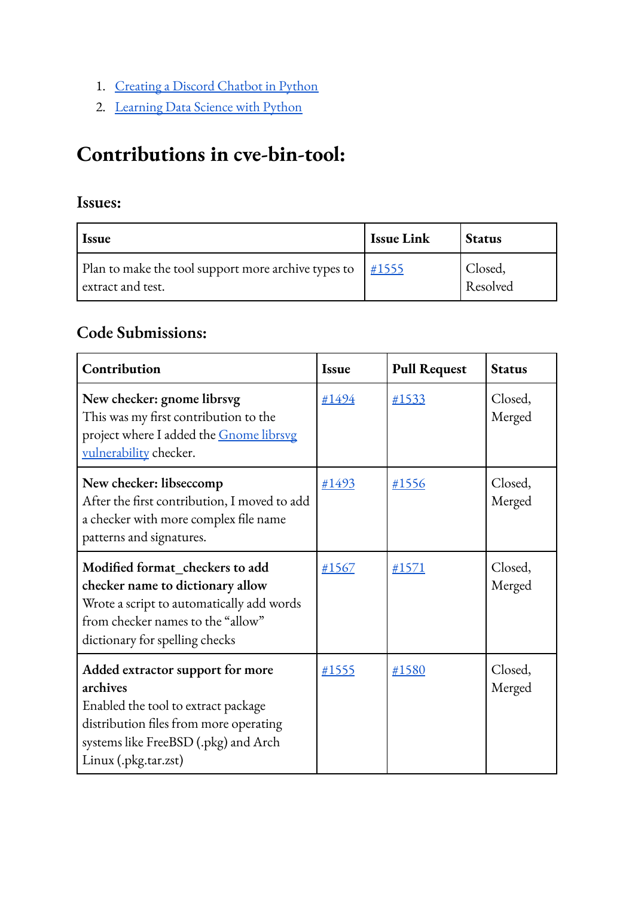1. [Creating a Discord Chatbot in Python]()
2. [Learning Data Science with Python]()

# Contributions in cve-bin-tool:

## Issues:

| Issue | Issue Link | Status |
|---|---|---|
| Plan to make the tool support more archive types to extract and test. | [#1555]() | Closed, Resolved |

## Code Submissions:

| Contribution | Issue | Pull Request | Status |
|---|---|---|---|
| **New checker: gnome librsvg**<br>This was my first contribution to the project where I added the [Gnome librsvg vulnerability]() checker. | [#1494]() | [#1533]() | Closed, Merged |
| **New checker: libseccomp**<br>After the first contribution, I moved to add a checker with more complex file name patterns and signatures. | [#1493]() | [#1556]() | Closed, Merged |
| **Modified format_checkers to add checker name to dictionary allow**<br>Wrote a script to automatically add words from checker names to the "allow" dictionary for spelling checks | [#1567]() | [#1571]() | Closed, Merged |
| **Added extractor support for more archives**<br>Enabled the tool to extract package distribution files from more operating systems like FreeBSD (.pkg) and Arch Linux (.pkg.tar.zst) | [#1555]() | [#1580]() | Closed, Merged |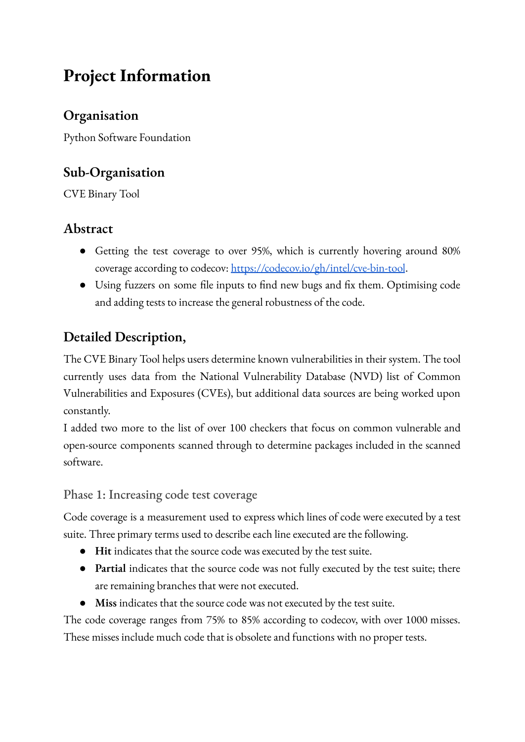# Project Information

## Organisation

Python Software Foundation

## Sub-Organisation

CVE Binary Tool

## Abstract

- Getting the test coverage to over 95%, which is currently hovering around 80% coverage according to codecov: [https://codecov.io/gh/intel/cve-bin-tool](https://codecov.io/gh/intel/cve-bin-tool).
- Using fuzzers on some file inputs to find new bugs and fix them. Optimising code and adding tests to increase the general robustness of the code.

## Detailed Description,

The CVE Binary Tool helps users determine known vulnerabilities in their system. The tool currently uses data from the National Vulnerability Database (NVD) list of Common Vulnerabilities and Exposures (CVEs), but additional data sources are being worked upon constantly.

I added two more to the list of over 100 checkers that focus on common vulnerable and open-source components scanned through to determine packages included in the scanned software.

### Phase 1: Increasing code test coverage

Code coverage is a measurement used to express which lines of code were executed by a test suite. Three primary terms used to describe each line executed are the following.

- **Hit** indicates that the source code was executed by the test suite.
- **Partial** indicates that the source code was not fully executed by the test suite; there are remaining branches that were not executed.
- **Miss** indicates that the source code was not executed by the test suite.

The code coverage ranges from 75% to 85% according to codecov, with over 1000 misses. These misses include much code that is obsolete and functions with no proper tests.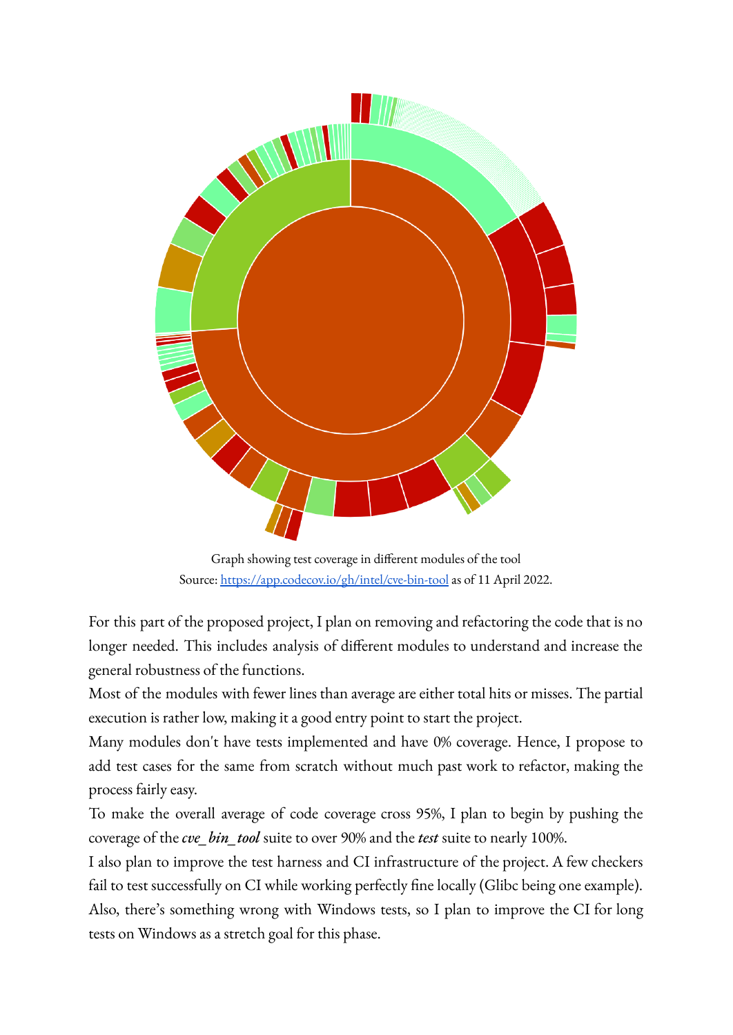Graph showing test coverage in different modules of the tool
Source: [https://app.codecov.io/gh/intel/cve-bin-tool](https://app.codecov.io/gh/intel/cve-bin-tool) as of 11 April 2022.

For this part of the proposed project, I plan on removing and refactoring the code that is no longer needed. This includes analysis of different modules to understand and increase the general robustness of the functions.

Most of the modules with fewer lines than average are either total hits or misses. The partial execution is rather low, making it a good entry point to start the project.

Many modules don't have tests implemented and have 0% coverage. Hence, I propose to add test cases for the same from scratch without much past work to refactor, making the process fairly easy.

To make the overall average of code coverage cross 95%, I plan to begin by pushing the coverage of the ***cve_bin_tool*** suite to over 90% and the ***test*** suite to nearly 100%.

I also plan to improve the test harness and CI infrastructure of the project. A few checkers fail to test successfully on CI while working perfectly fine locally (Glibc being one example). Also, there's something wrong with Windows tests, so I plan to improve the CI for long tests on Windows as a stretch goal for this phase.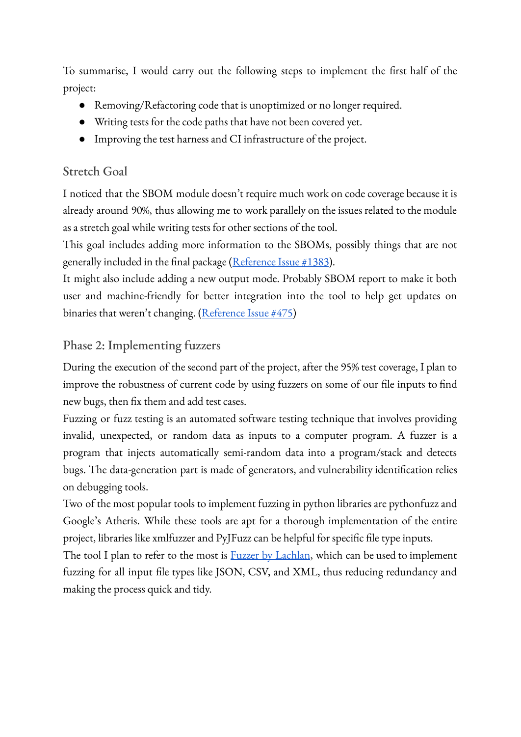To summarise, I would carry out the following steps to implement the first half of the project:

- Removing/Refactoring code that is unoptimized or no longer required.
- Writing tests for the code paths that have not been covered yet.
- Improving the test harness and CI infrastructure of the project.

### Stretch Goal

I noticed that the SBOM module doesn't require much work on code coverage because it is already around 90%, thus allowing me to work parallely on the issues related to the module as a stretch goal while writing tests for other sections of the tool.

This goal includes adding more information to the SBOMs, possibly things that are not generally included in the final package (Reference Issue #1383).

It might also include adding a new output mode. Probably SBOM report to make it both user and machine-friendly for better integration into the tool to help get updates on binaries that weren't changing. (Reference Issue #475)

### Phase 2: Implementing fuzzers

During the execution of the second part of the project, after the 95% test coverage, I plan to improve the robustness of current code by using fuzzers on some of our file inputs to find new bugs, then fix them and add test cases.

Fuzzing or fuzz testing is an automated software testing technique that involves providing invalid, unexpected, or random data as inputs to a computer program. A fuzzer is a program that injects automatically semi-random data into a program/stack and detects bugs. The data-generation part is made of generators, and vulnerability identification relies on debugging tools.

Two of the most popular tools to implement fuzzing in python libraries are pythonfuzz and Google's Atheris. While these tools are apt for a thorough implementation of the entire project, libraries like xmlfuzzer and PyJFuzz can be helpful for specific file type inputs.

The tool I plan to refer to the most is Fuzzer by Lachlan, which can be used to implement fuzzing for all input file types like JSON, CSV, and XML, thus reducing redundancy and making the process quick and tidy.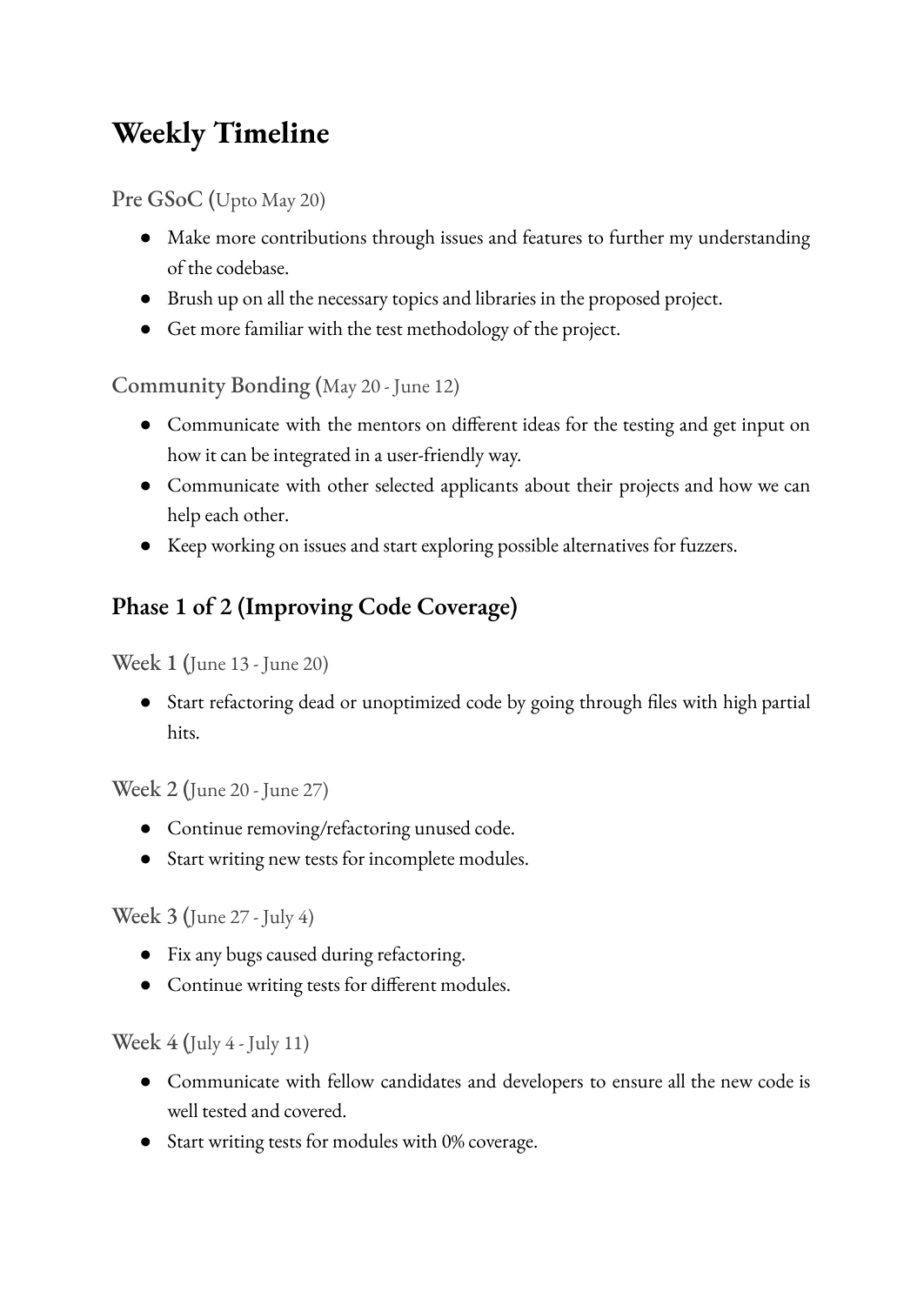# Weekly Timeline

### Pre GSoC (Upto May 20)

- Make more contributions through issues and features to further my understanding of the codebase.
- Brush up on all the necessary topics and libraries in the proposed project.
- Get more familiar with the test methodology of the project.

### Community Bonding (May 20 - June 12)

- Communicate with the mentors on different ideas for the testing and get input on how it can be integrated in a user-friendly way.
- Communicate with other selected applicants about their projects and how we can help each other.
- Keep working on issues and start exploring possible alternatives for fuzzers.

## Phase 1 of 2 (Improving Code Coverage)

### Week 1 (June 13 - June 20)

- Start refactoring dead or unoptimized code by going through files with high partial hits.

### Week 2 (June 20 - June 27)

- Continue removing/refactoring unused code.
- Start writing new tests for incomplete modules.

### Week 3 (June 27 - July 4)

- Fix any bugs caused during refactoring.
- Continue writing tests for different modules.

### Week 4 (July 4 - July 11)

- Communicate with fellow candidates and developers to ensure all the new code is well tested and covered.
- Start writing tests for modules with 0% coverage.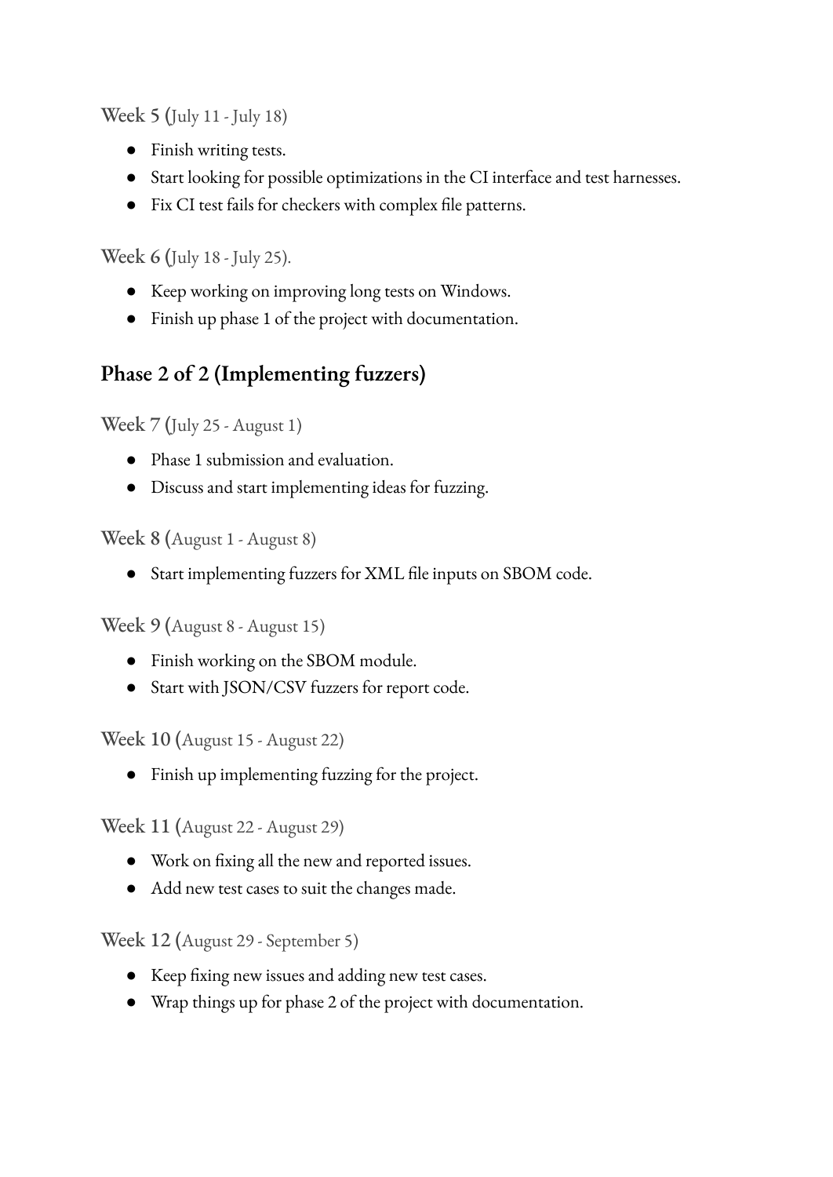Week 5 (July 11 - July 18)

- Finish writing tests.
- Start looking for possible optimizations in the CI interface and test harnesses.
- Fix CI test fails for checkers with complex file patterns.

Week 6 (July 18 - July 25).

- Keep working on improving long tests on Windows.
- Finish up phase 1 of the project with documentation.

## Phase 2 of 2 (Implementing fuzzers)

Week 7 (July 25 - August 1)

- Phase 1 submission and evaluation.
- Discuss and start implementing ideas for fuzzing.

Week 8 (August 1 - August 8)

- Start implementing fuzzers for XML file inputs on SBOM code.

Week 9 (August 8 - August 15)

- Finish working on the SBOM module.
- Start with JSON/CSV fuzzers for report code.

Week 10 (August 15 - August 22)

- Finish up implementing fuzzing for the project.

Week 11 (August 22 - August 29)

- Work on fixing all the new and reported issues.
- Add new test cases to suit the changes made.

Week 12 (August 29 - September 5)

- Keep fixing new issues and adding new test cases.
- Wrap things up for phase 2 of the project with documentation.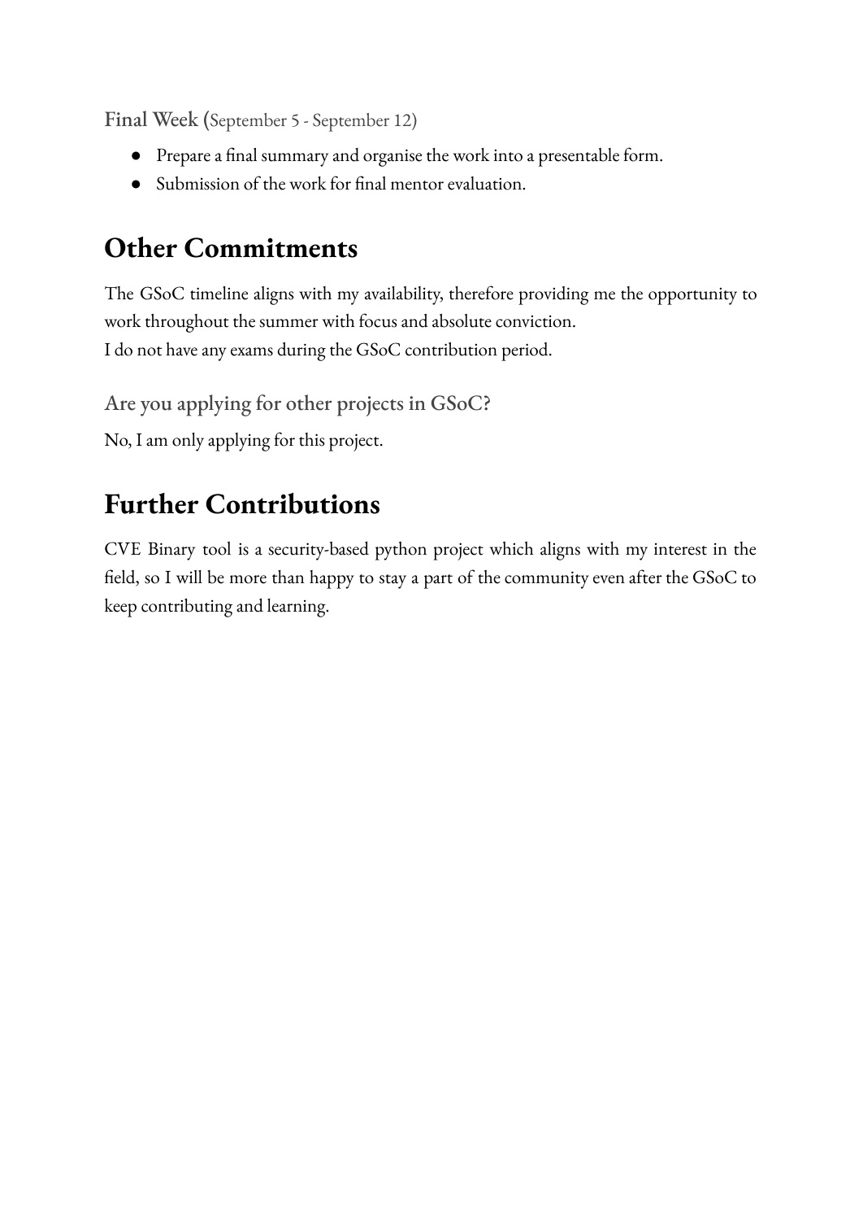### Final Week (September 5 - September 12)

- Prepare a final summary and organise the work into a presentable form.
- Submission of the work for final mentor evaluation.

## Other Commitments

The GSoC timeline aligns with my availability, therefore providing me the opportunity to work throughout the summer with focus and absolute conviction.
I do not have any exams during the GSoC contribution period.

### Are you applying for other projects in GSoC?

No, I am only applying for this project.

## Further Contributions

CVE Binary tool is a security-based python project which aligns with my interest in the field, so I will be more than happy to stay a part of the community even after the GSoC to keep contributing and learning.